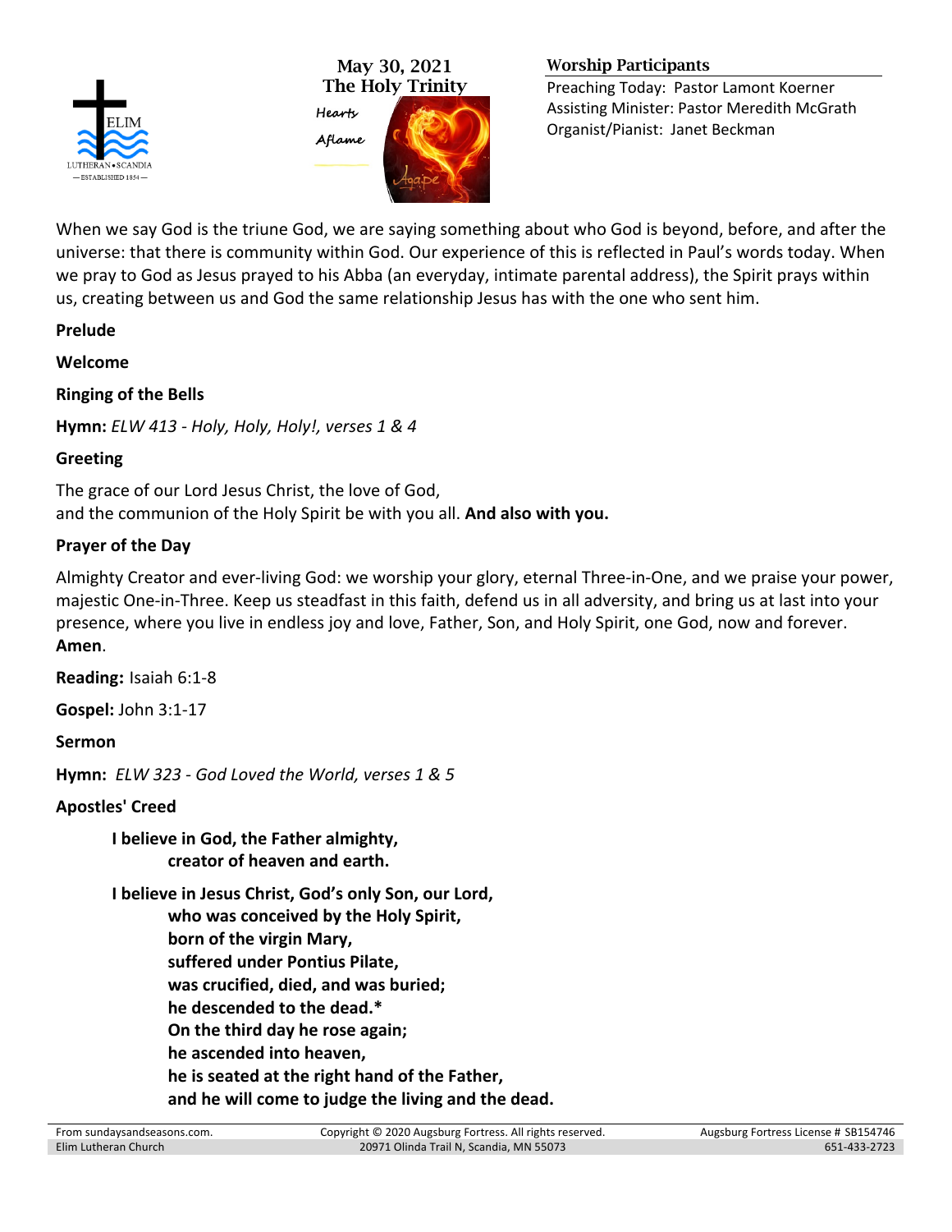May 30, 2021
The Holy Trinity

Hearts Aflame

**Worship Participants**

Preaching Today: Pastor Lamont Koerner
Assisting Minister: Pastor Meredith McGrath
Organist/Pianist: Janet Beckman

When we say God is the triune God, we are saying something about who God is beyond, before, and after the universe: that there is community within God. Our experience of this is reflected in Paul's words today. When we pray to God as Jesus prayed to his Abba (an everyday, intimate parental address), the Spirit prays within us, creating between us and God the same relationship Jesus has with the one who sent him.

**Prelude**

**Welcome**

**Ringing of the Bells**

**Hymn:** *ELW 413 - Holy, Holy, Holy!, verses 1 & 4*

**Greeting**

The grace of our Lord Jesus Christ, the love of God,
and the communion of the Holy Spirit be with you all. **And also with you.**

**Prayer of the Day**

Almighty Creator and ever-living God: we worship your glory, eternal Three-in-One, and we praise your power, majestic One-in-Three. Keep us steadfast in this faith, defend us in all adversity, and bring us at last into your presence, where you live in endless joy and love, Father, Son, and Holy Spirit, one God, now and forever. **Amen**.

**Reading:** Isaiah 6:1-8

**Gospel:** John 3:1-17

**Sermon**

**Hymn:** *ELW 323 - God Loved the World, verses 1 & 5*

**Apostles' Creed**

**I believe in God, the Father almighty,**
**creator of heaven and earth.**

**I believe in Jesus Christ, God's only Son, our Lord,**
**who was conceived by the Holy Spirit,**
**born of the virgin Mary,**
**suffered under Pontius Pilate,**
**was crucified, died, and was buried;**
**he descended to the dead.***
**On the third day he rose again;**
**he ascended into heaven,**
**he is seated at the right hand of the Father,**
**and he will come to judge the living and the dead.**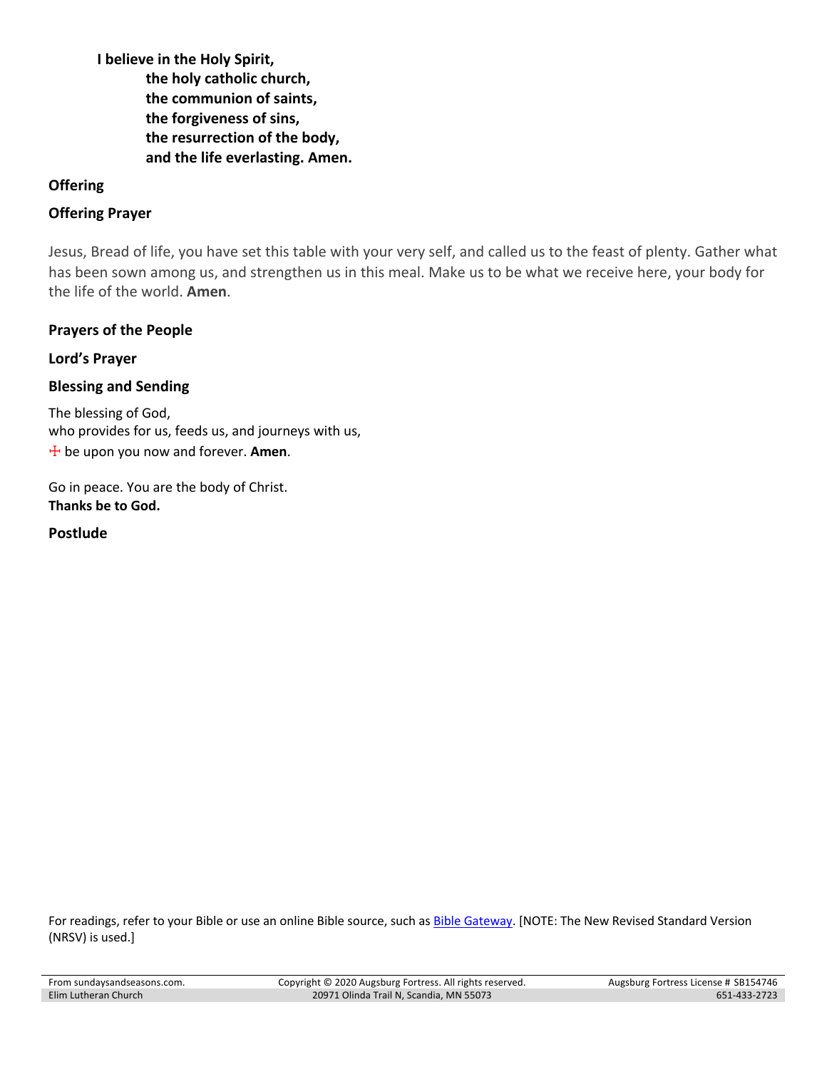**I believe in the Holy Spirit,**
**the holy catholic church,**
**the communion of saints,**
**the forgiveness of sins,**
**the resurrection of the body,**
**and the life everlasting. Amen.**

**Offering**

**Offering Prayer**

Jesus, Bread of life, you have set this table with your very self, and called us to the feast of plenty. Gather what has been sown among us, and strengthen us in this meal. Make us to be what we receive here, your body for the life of the world. **Amen**.

**Prayers of the People**

**Lord's Prayer**

**Blessing and Sending**

The blessing of God,
who provides for us, feeds us, and journeys with us,
☩ be upon you now and forever. **Amen**.

Go in peace. You are the body of Christ.
**Thanks be to God.**

**Postlude**

For readings, refer to your Bible or use an online Bible source, such as [Bible Gateway](). [NOTE: The New Revised Standard Version (NRSV) is used.]

From sundaysandseasons.com. Copyright © 2020 Augsburg Fortress. All rights reserved. Augsburg Fortress License # SB154746
Elim Lutheran Church 20971 Olinda Trail N, Scandia, MN 55073 651-433-2723